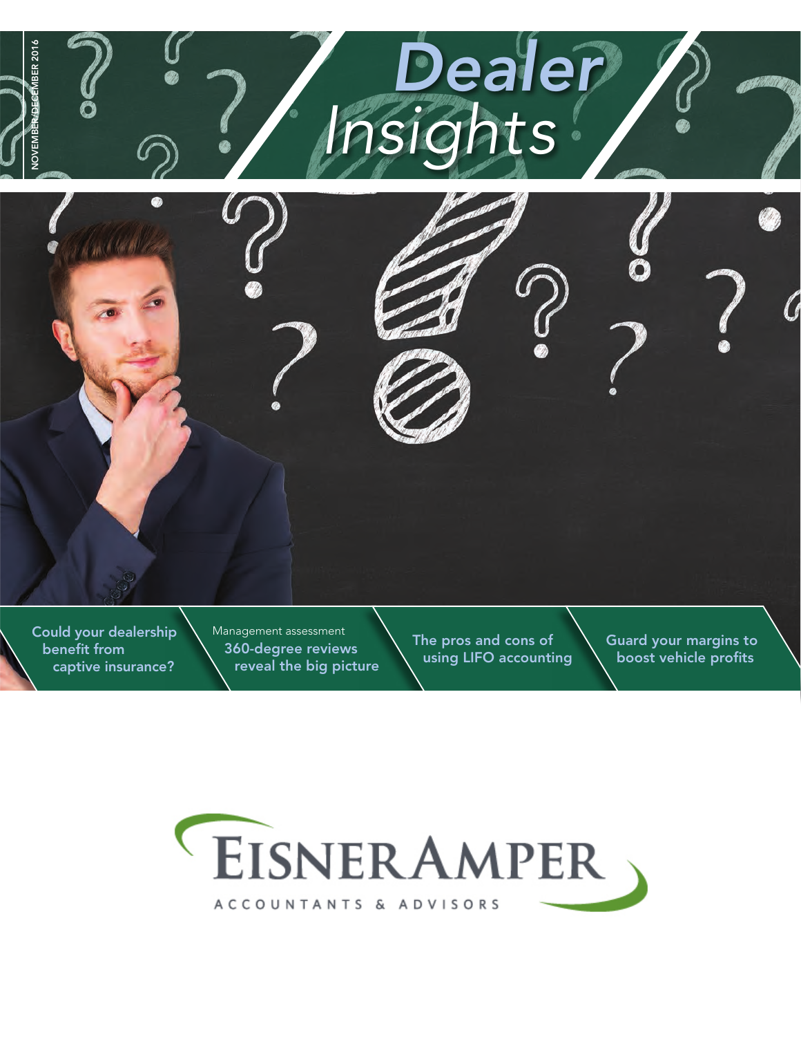NOVEMBER/DECEMBER 2016

# Dealer Insights

Could your dealership benefit from captive insurance?

Management assessment
360-degree reviews reveal the big picture

The pros and cons of using LIFO accounting

Guard your margins to boost vehicle profits

EISNERAMPER
ACCOUNTANTS & ADVISORS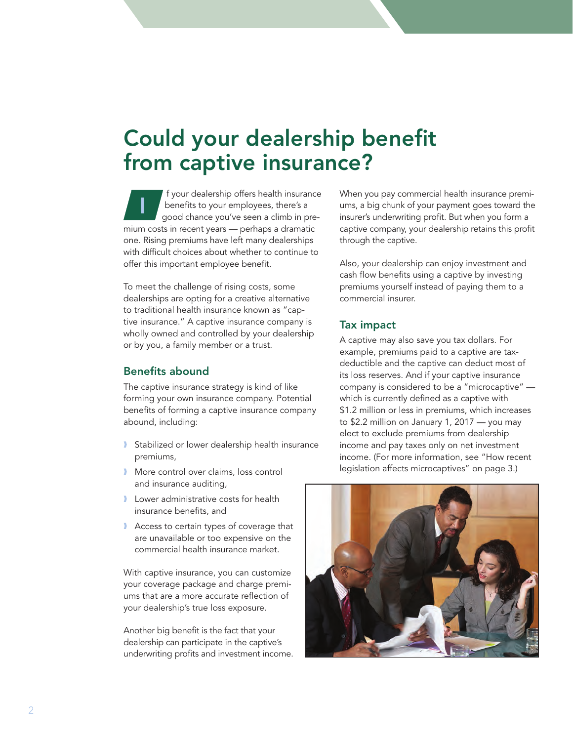# Could your dealership benefit from captive insurance?

If your dealership offers health insurance benefits to your employees, there's a good chance you've seen a climb in premium costs in recent years — perhaps a dramatic one. Rising premiums have left many dealerships with difficult choices about whether to continue to offer this important employee benefit.

To meet the challenge of rising costs, some dealerships are opting for a creative alternative to traditional health insurance known as "captive insurance." A captive insurance company is wholly owned and controlled by your dealership or by you, a family member or a trust.

## Benefits abound

The captive insurance strategy is kind of like forming your own insurance company. Potential benefits of forming a captive insurance company abound, including:

- Stabilized or lower dealership health insurance premiums,
- More control over claims, loss control and insurance auditing,
- Lower administrative costs for health insurance benefits, and
- Access to certain types of coverage that are unavailable or too expensive on the commercial health insurance market.

With captive insurance, you can customize your coverage package and charge premiums that are a more accurate reflection of your dealership's true loss exposure.

Another big benefit is the fact that your dealership can participate in the captive's underwriting profits and investment income. When you pay commercial health insurance premiums, a big chunk of your payment goes toward the insurer's underwriting profit. But when you form a captive company, your dealership retains this profit through the captive.

Also, your dealership can enjoy investment and cash flow benefits using a captive by investing premiums yourself instead of paying them to a commercial insurer.

## Tax impact

A captive may also save you tax dollars. For example, premiums paid to a captive are tax-deductible and the captive can deduct most of its loss reserves. And if your captive insurance company is considered to be a "microcaptive" — which is currently defined as a captive with $1.2 million or less in premiums, which increases to $2.2 million on January 1, 2017 — you may elect to exclude premiums from dealership income and pay taxes only on net investment income. (For more information, see "How recent legislation affects microcaptives" on page 3.)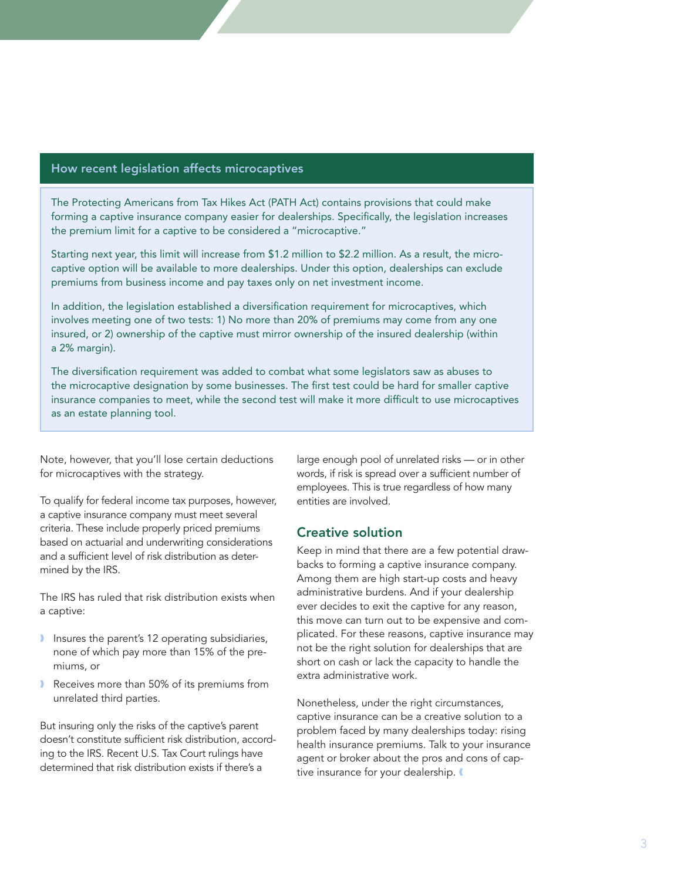## How recent legislation affects microcaptives

The Protecting Americans from Tax Hikes Act (PATH Act) contains provisions that could make forming a captive insurance company easier for dealerships. Specifically, the legislation increases the premium limit for a captive to be considered a "microcaptive."

Starting next year, this limit will increase from $1.2 million to $2.2 million. As a result, the microcaptive option will be available to more dealerships. Under this option, dealerships can exclude premiums from business income and pay taxes only on net investment income.

In addition, the legislation established a diversification requirement for microcaptives, which involves meeting one of two tests: 1) No more than 20% of premiums may come from any one insured, or 2) ownership of the captive must mirror ownership of the insured dealership (within a 2% margin).

The diversification requirement was added to combat what some legislators saw as abuses to the microcaptive designation by some businesses. The first test could be hard for smaller captive insurance companies to meet, while the second test will make it more difficult to use microcaptives as an estate planning tool.

Note, however, that you'll lose certain deductions for microcaptives with the strategy.

To qualify for federal income tax purposes, however, a captive insurance company must meet several criteria. These include properly priced premiums based on actuarial and underwriting considerations and a sufficient level of risk distribution as determined by the IRS.

The IRS has ruled that risk distribution exists when a captive:

- Insures the parent's 12 operating subsidiaries, none of which pay more than 15% of the premiums, or
- Receives more than 50% of its premiums from unrelated third parties.

But insuring only the risks of the captive's parent doesn't constitute sufficient risk distribution, according to the IRS. Recent U.S. Tax Court rulings have determined that risk distribution exists if there's a large enough pool of unrelated risks — or in other words, if risk is spread over a sufficient number of employees. This is true regardless of how many entities are involved.

## Creative solution

Keep in mind that there are a few potential drawbacks to forming a captive insurance company. Among them are high start-up costs and heavy administrative burdens. And if your dealership ever decides to exit the captive for any reason, this move can turn out to be expensive and complicated. For these reasons, captive insurance may not be the right solution for dealerships that are short on cash or lack the capacity to handle the extra administrative work.

Nonetheless, under the right circumstances, captive insurance can be a creative solution to a problem faced by many dealerships today: rising health insurance premiums. Talk to your insurance agent or broker about the pros and cons of captive insurance for your dealership.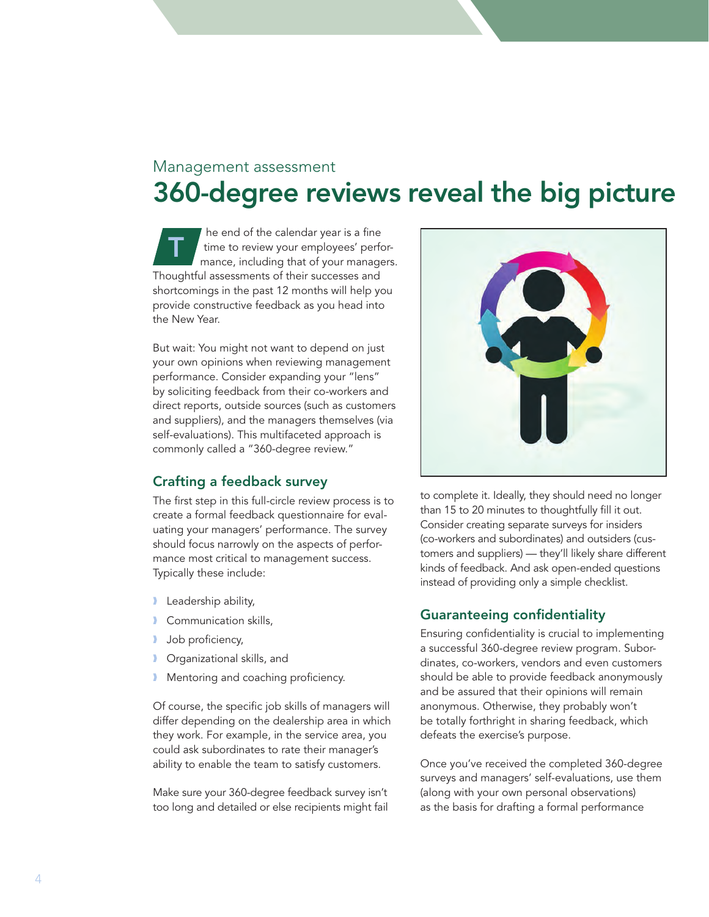Management assessment

# 360-degree reviews reveal the big picture

The end of the calendar year is a fine time to review your employees' performance, including that of your managers. Thoughtful assessments of their successes and shortcomings in the past 12 months will help you provide constructive feedback as you head into the New Year.

But wait: You might not want to depend on just your own opinions when reviewing management performance. Consider expanding your "lens" by soliciting feedback from their co-workers and direct reports, outside sources (such as customers and suppliers), and the managers themselves (via self-evaluations). This multifaceted approach is commonly called a "360-degree review."

## Crafting a feedback survey

The first step in this full-circle review process is to create a formal feedback questionnaire for evaluating your managers' performance. The survey should focus narrowly on the aspects of performance most critical to management success. Typically these include:

- Leadership ability,
- Communication skills,
- Job proficiency,
- Organizational skills, and
- Mentoring and coaching proficiency.

Of course, the specific job skills of managers will differ depending on the dealership area in which they work. For example, in the service area, you could ask subordinates to rate their manager's ability to enable the team to satisfy customers.

Make sure your 360-degree feedback survey isn't too long and detailed or else recipients might fail to complete it. Ideally, they should need no longer than 15 to 20 minutes to thoughtfully fill it out. Consider creating separate surveys for insiders (co-workers and subordinates) and outsiders (customers and suppliers) — they'll likely share different kinds of feedback. And ask open-ended questions instead of providing only a simple checklist.

## Guaranteeing confidentiality

Ensuring confidentiality is crucial to implementing a successful 360-degree review program. Subordinates, co-workers, vendors and even customers should be able to provide feedback anonymously and be assured that their opinions will remain anonymous. Otherwise, they probably won't be totally forthright in sharing feedback, which defeats the exercise's purpose.

Once you've received the completed 360-degree surveys and managers' self-evaluations, use them (along with your own personal observations) as the basis for drafting a formal performance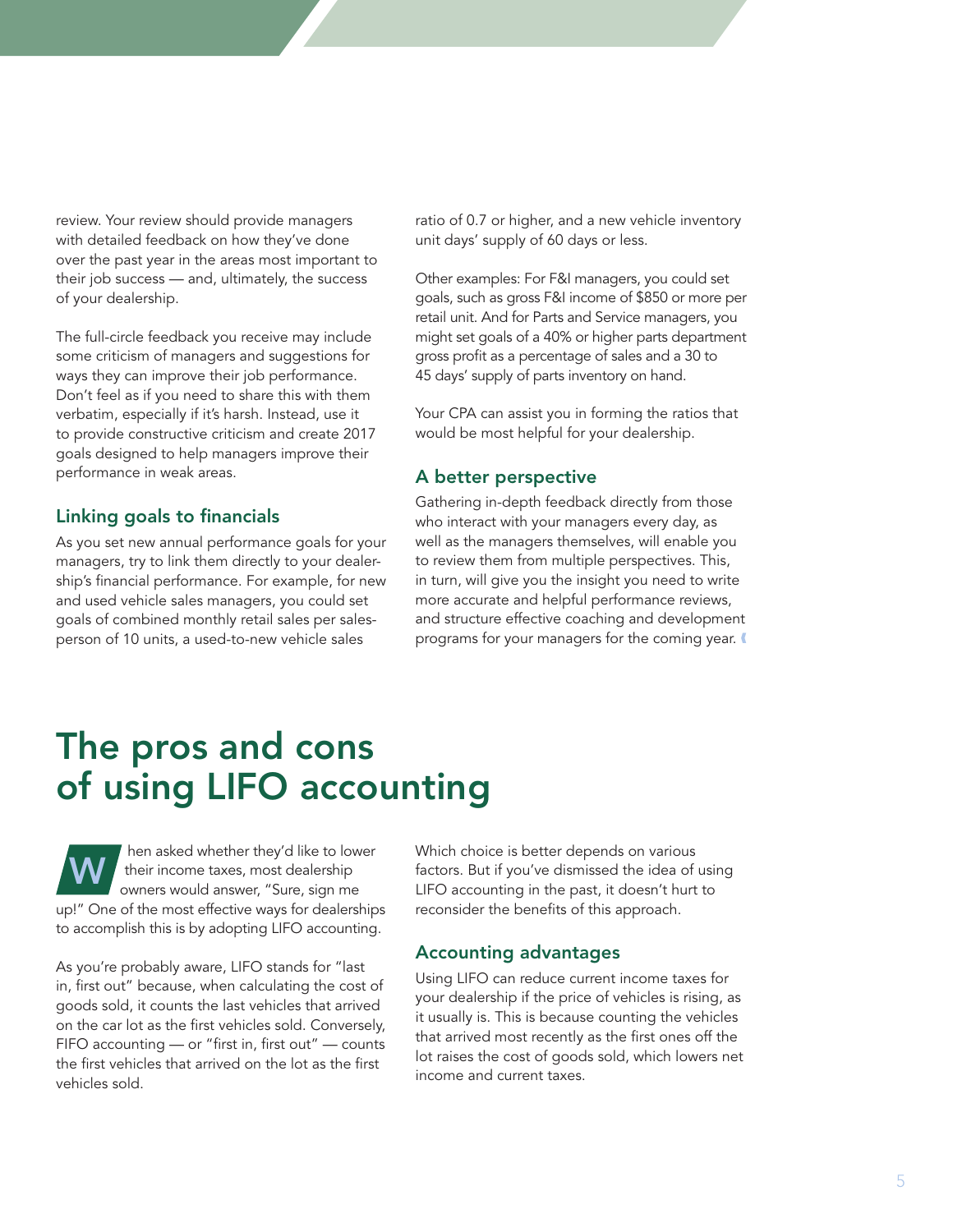review. Your review should provide managers with detailed feedback on how they've done over the past year in the areas most important to their job success — and, ultimately, the success of your dealership.

The full-circle feedback you receive may include some criticism of managers and suggestions for ways they can improve their job performance. Don't feel as if you need to share this with them verbatim, especially if it's harsh. Instead, use it to provide constructive criticism and create 2017 goals designed to help managers improve their performance in weak areas.

### Linking goals to financials

As you set new annual performance goals for your managers, try to link them directly to your dealership's financial performance. For example, for new and used vehicle sales managers, you could set goals of combined monthly retail sales per salesperson of 10 units, a used-to-new vehicle sales ratio of 0.7 or higher, and a new vehicle inventory unit days' supply of 60 days or less.

Other examples: For F&I managers, you could set goals, such as gross F&I income of $850 or more per retail unit. And for Parts and Service managers, you might set goals of a 40% or higher parts department gross profit as a percentage of sales and a 30 to 45 days' supply of parts inventory on hand.

Your CPA can assist you in forming the ratios that would be most helpful for your dealership.

### A better perspective

Gathering in-depth feedback directly from those who interact with your managers every day, as well as the managers themselves, will enable you to review them from multiple perspectives. This, in turn, will give you the insight you need to write more accurate and helpful performance reviews, and structure effective coaching and development programs for your managers for the coming year.

# The pros and cons of using LIFO accounting

When asked whether they'd like to lower their income taxes, most dealership owners would answer, "Sure, sign me up!" One of the most effective ways for dealerships to accomplish this is by adopting LIFO accounting.

As you're probably aware, LIFO stands for "last in, first out" because, when calculating the cost of goods sold, it counts the last vehicles that arrived on the car lot as the first vehicles sold. Conversely, FIFO accounting — or "first in, first out" — counts the first vehicles that arrived on the lot as the first vehicles sold.

Which choice is better depends on various factors. But if you've dismissed the idea of using LIFO accounting in the past, it doesn't hurt to reconsider the benefits of this approach.

### Accounting advantages

Using LIFO can reduce current income taxes for your dealership if the price of vehicles is rising, as it usually is. This is because counting the vehicles that arrived most recently as the first ones off the lot raises the cost of goods sold, which lowers net income and current taxes.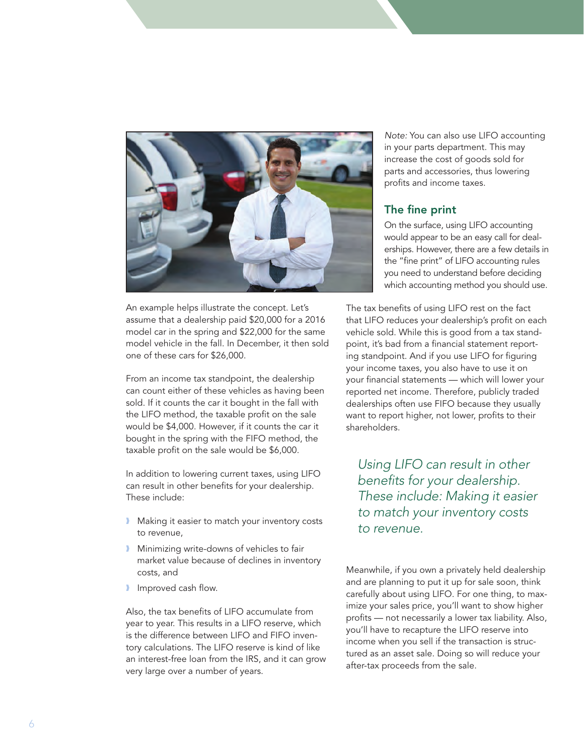An example helps illustrate the concept. Let's assume that a dealership paid $20,000 for a 2016 model car in the spring and $22,000 for the same model vehicle in the fall. In December, it then sold one of these cars for $26,000.

From an income tax standpoint, the dealership can count either of these vehicles as having been sold. If it counts the car it bought in the fall with the LIFO method, the taxable profit on the sale would be $4,000. However, if it counts the car it bought in the spring with the FIFO method, the taxable profit on the sale would be $6,000.

In addition to lowering current taxes, using LIFO can result in other benefits for your dealership. These include:

- Making it easier to match your inventory costs to revenue,
- Minimizing write-downs of vehicles to fair market value because of declines in inventory costs, and
- Improved cash flow.

Also, the tax benefits of LIFO accumulate from year to year. This results in a LIFO reserve, which is the difference between LIFO and FIFO inventory calculations. The LIFO reserve is kind of like an interest-free loan from the IRS, and it can grow very large over a number of years.

*Note:* You can also use LIFO accounting in your parts department. This may increase the cost of goods sold for parts and accessories, thus lowering profits and income taxes.

## The fine print

On the surface, using LIFO accounting would appear to be an easy call for dealerships. However, there are a few details in the "fine print" of LIFO accounting rules you need to understand before deciding which accounting method you should use.

The tax benefits of using LIFO rest on the fact that LIFO reduces your dealership's profit on each vehicle sold. While this is good from a tax standpoint, it's bad from a financial statement reporting standpoint. And if you use LIFO for figuring your income taxes, you also have to use it on your financial statements — which will lower your reported net income. Therefore, publicly traded dealerships often use FIFO because they usually want to report higher, not lower, profits to their shareholders.

*Using LIFO can result in other benefits for your dealership. These include: Making it easier to match your inventory costs to revenue.*

Meanwhile, if you own a privately held dealership and are planning to put it up for sale soon, think carefully about using LIFO. For one thing, to maximize your sales price, you'll want to show higher profits — not necessarily a lower tax liability. Also, you'll have to recapture the LIFO reserve into income when you sell if the transaction is structured as an asset sale. Doing so will reduce your after-tax proceeds from the sale.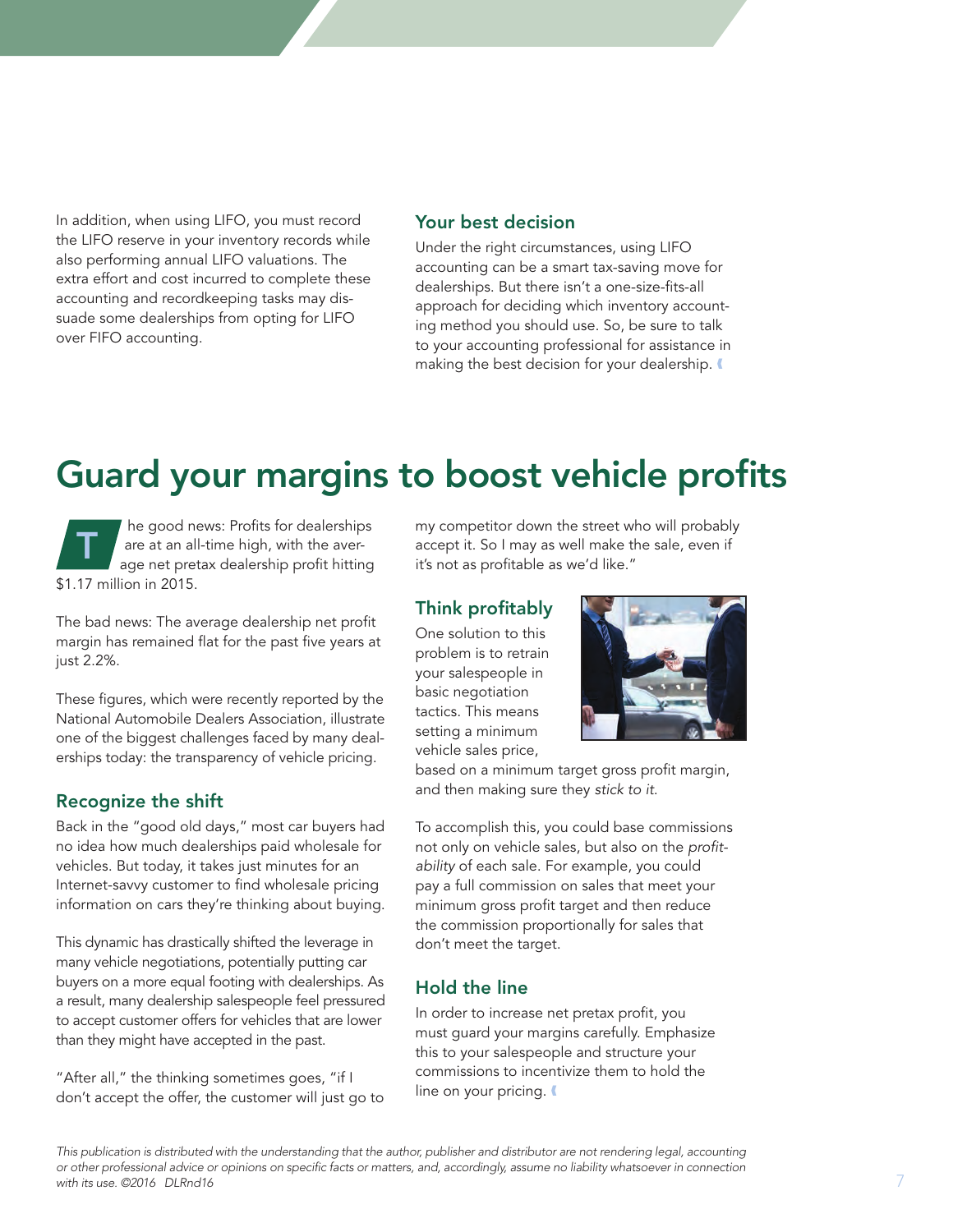In addition, when using LIFO, you must record the LIFO reserve in your inventory records while also performing annual LIFO valuations. The extra effort and cost incurred to complete these accounting and recordkeeping tasks may dissuade some dealerships from opting for LIFO over FIFO accounting.

### Your best decision

Under the right circumstances, using LIFO accounting can be a smart tax-saving move for dealerships. But there isn't a one-size-fits-all approach for deciding which inventory accounting method you should use. So, be sure to talk to your accounting professional for assistance in making the best decision for your dealership.

# Guard your margins to boost vehicle profits

The good news: Profits for dealerships are at an all-time high, with the average net pretax dealership profit hitting $1.17 million in 2015.

The bad news: The average dealership net profit margin has remained flat for the past five years at just 2.2%.

These figures, which were recently reported by the National Automobile Dealers Association, illustrate one of the biggest challenges faced by many dealerships today: the transparency of vehicle pricing.

### Recognize the shift

Back in the "good old days," most car buyers had no idea how much dealerships paid wholesale for vehicles. But today, it takes just minutes for an Internet-savvy customer to find wholesale pricing information on cars they're thinking about buying.

This dynamic has drastically shifted the leverage in many vehicle negotiations, potentially putting car buyers on a more equal footing with dealerships. As a result, many dealership salespeople feel pressured to accept customer offers for vehicles that are lower than they might have accepted in the past.

"After all," the thinking sometimes goes, "if I don't accept the offer, the customer will just go to my competitor down the street who will probably accept it. So I may as well make the sale, even if it's not as profitable as we'd like."

### Think profitably

One solution to this problem is to retrain your salespeople in basic negotiation tactics. This means setting a minimum vehicle sales price, based on a minimum target gross profit margin, and then making sure they *stick to it*.

To accomplish this, you could base commissions not only on vehicle sales, but also on the *profitability* of each sale. For example, you could pay a full commission on sales that meet your minimum gross profit target and then reduce the commission proportionally for sales that don't meet the target.

### Hold the line

In order to increase net pretax profit, you must guard your margins carefully. Emphasize this to your salespeople and structure your commissions to incentivize them to hold the line on your pricing.

*This publication is distributed with the understanding that the author, publisher and distributor are not rendering legal, accounting or other professional advice or opinions on specific facts or matters, and, accordingly, assume no liability whatsoever in connection with its use. ©2016 DLRnd16*